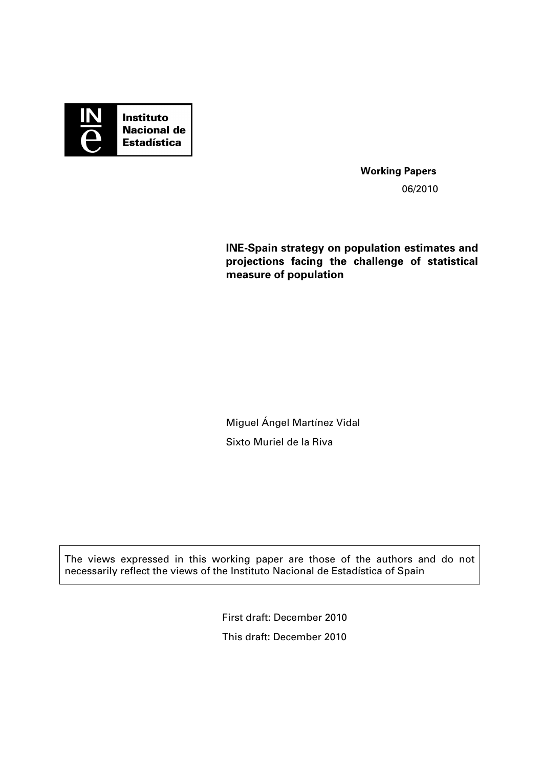Instituto Nacional de Estadística

**Working Papers**

06/2010

**INE-Spain strategy on population estimates and projections facing the challenge of statistical measure of population**

Miguel Ángel Martínez Vidal

Sixto Muriel de la Riva

The views expressed in this working paper are those of the authors and do not necessarily reflect the views of the Instituto Nacional de Estadística of Spain

First draft: December 2010

This draft: December 2010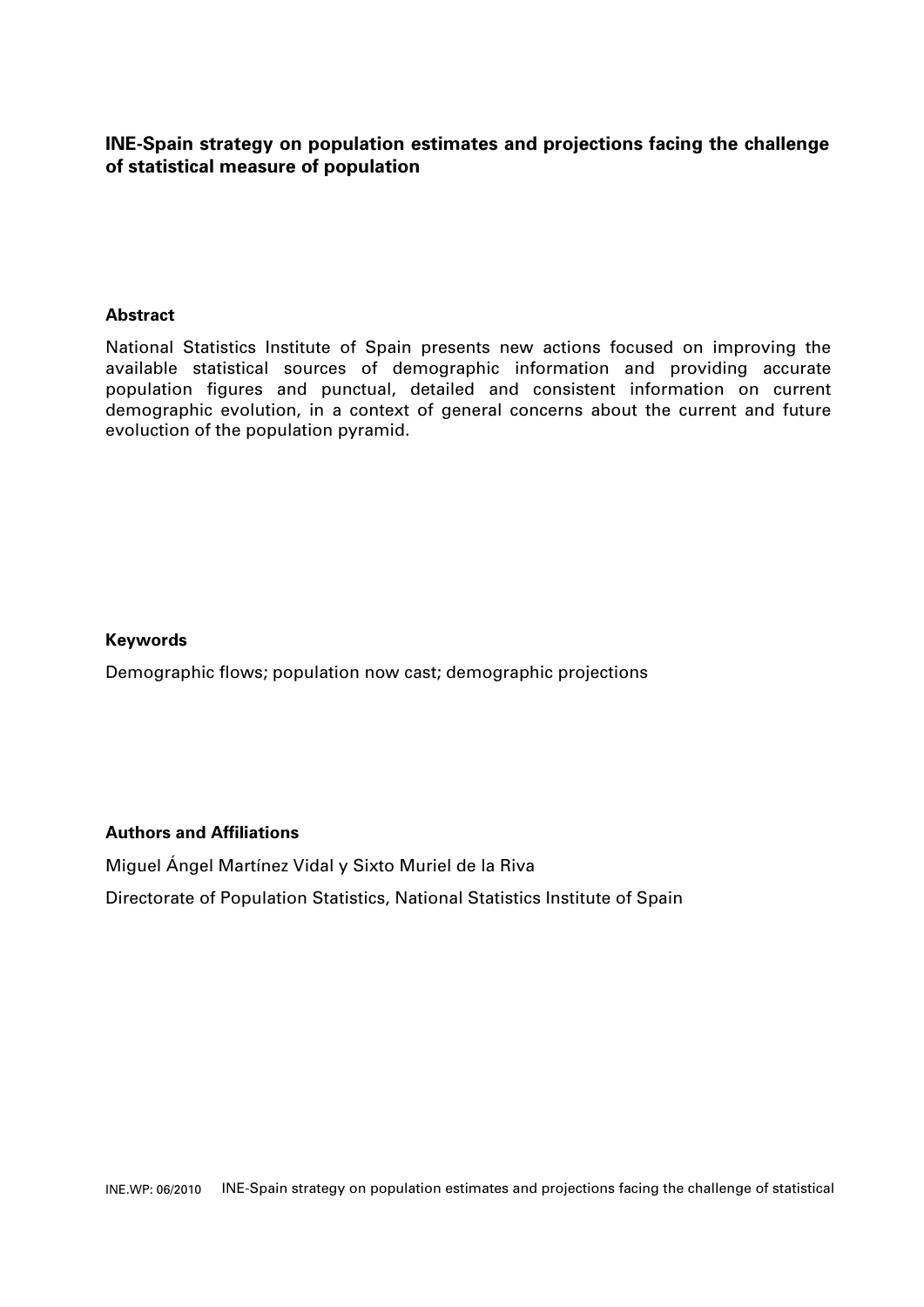**INE-Spain strategy on population estimates and projections facing the challenge of statistical measure of population**

**Abstract**

National Statistics Institute of Spain presents new actions focused on improving the available statistical sources of demographic information and providing accurate population figures and punctual, detailed and consistent information on current demographic evolution, in a context of general concerns about the current and future evoluction of the population pyramid.

**Keywords**

Demographic flows; population now cast; demographic projections

**Authors and Affiliations**

Miguel Ángel Martínez Vidal y Sixto Muriel de la Riva

Directorate of Population Statistics, National Statistics Institute of Spain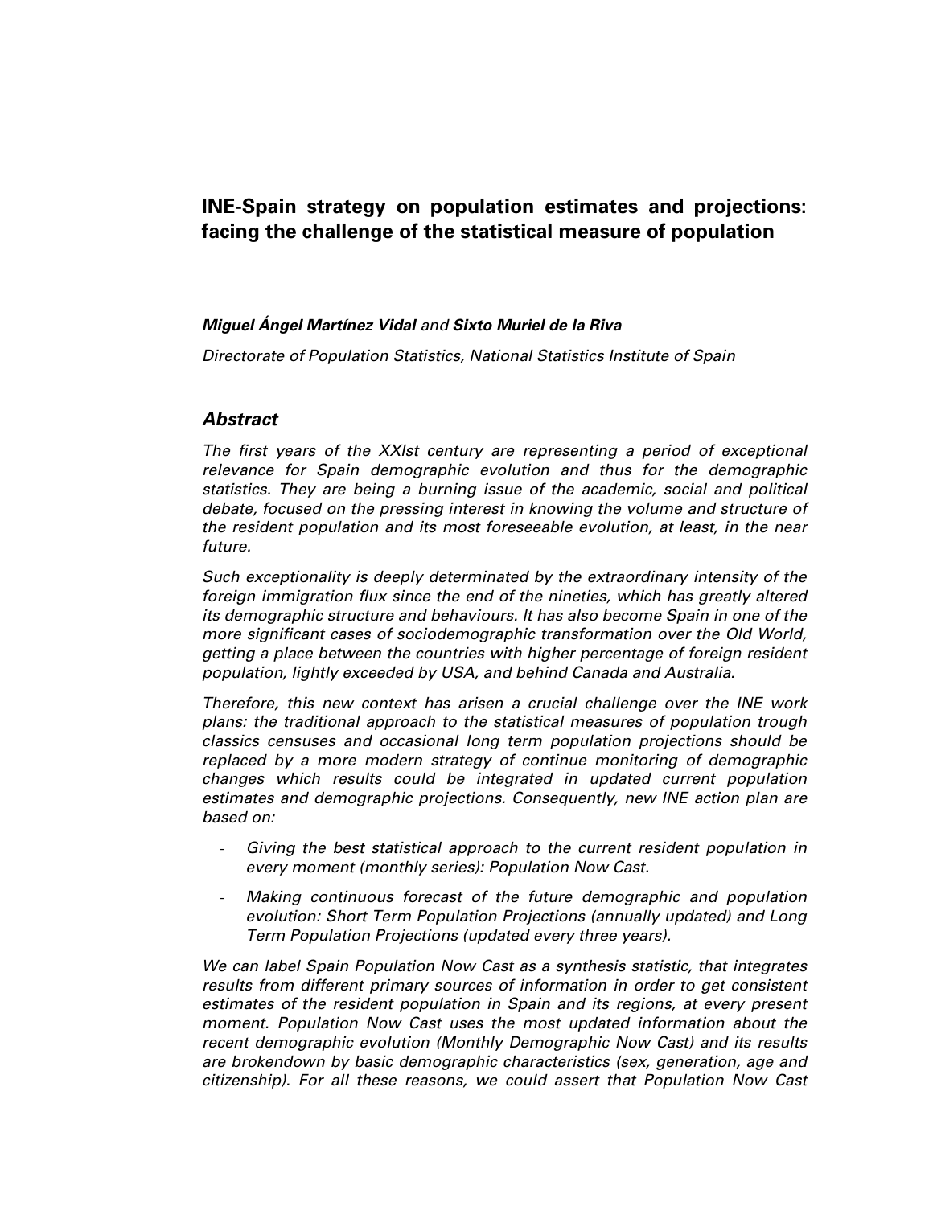# INE-Spain strategy on population estimates and projections: facing the challenge of the statistical measure of population

***Miguel Ángel Martínez Vidal*** *and* ***Sixto Muriel de la Riva***

*Directorate of Population Statistics, National Statistics Institute of Spain*

## *Abstract*

*The first years of the XXIst century are representing a period of exceptional relevance for Spain demographic evolution and thus for the demographic statistics. They are being a burning issue of the academic, social and political debate, focused on the pressing interest in knowing the volume and structure of the resident population and its most foreseeable evolution, at least, in the near future.*

*Such exceptionality is deeply determinated by the extraordinary intensity of the foreign immigration flux since the end of the nineties, which has greatly altered its demographic structure and behaviours. It has also become Spain in one of the more significant cases of sociodemographic transformation over the Old World, getting a place between the countries with higher percentage of foreign resident population, lightly exceeded by USA, and behind Canada and Australia.*

*Therefore, this new context has arisen a crucial challenge over the INE work plans: the traditional approach to the statistical measures of population trough classics censuses and occasional long term population projections should be replaced by a more modern strategy of continue monitoring of demographic changes which results could be integrated in updated current population estimates and demographic projections. Consequently, new INE action plan are based on:*

- *Giving the best statistical approach to the current resident population in every moment (monthly series): Population Now Cast.*
- *Making continuous forecast of the future demographic and population evolution: Short Term Population Projections (annually updated) and Long Term Population Projections (updated every three years).*

*We can label Spain Population Now Cast as a synthesis statistic, that integrates results from different primary sources of information in order to get consistent estimates of the resident population in Spain and its regions, at every present moment. Population Now Cast uses the most updated information about the recent demographic evolution (Monthly Demographic Now Cast) and its results are brokendown by basic demographic characteristics (sex, generation, age and citizenship). For all these reasons, we could assert that Population Now Cast*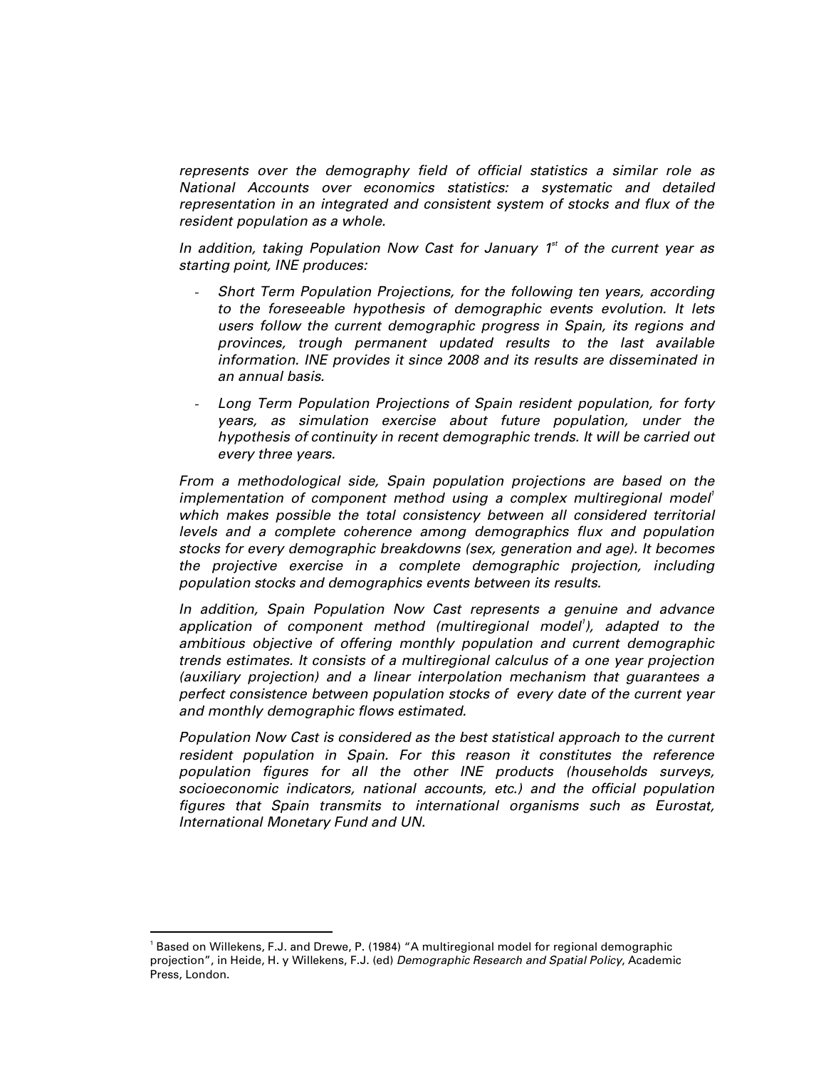*represents over the demography field of official statistics a similar role as National Accounts over economics statistics: a systematic and detailed representation in an integrated and consistent system of stocks and flux of the resident population as a whole.*

*In addition, taking Population Now Cast for January 1st of the current year as starting point, INE produces:*

- *Short Term Population Projections, for the following ten years, according to the foreseeable hypothesis of demographic events evolution. It lets users follow the current demographic progress in Spain, its regions and provinces, trough permanent updated results to the last available information. INE provides it since 2008 and its results are disseminated in an annual basis.*
- *Long Term Population Projections of Spain resident population, for forty years, as simulation exercise about future population, under the hypothesis of continuity in recent demographic trends. It will be carried out every three years.*

*From a methodological side, Spain population projections are based on the implementation of component method using a complex multiregional model[1] which makes possible the total consistency between all considered territorial levels and a complete coherence among demographics flux and population stocks for every demographic breakdowns (sex, generation and age). It becomes the projective exercise in a complete demographic projection, including population stocks and demographics events between its results.*

*In addition, Spain Population Now Cast represents a genuine and advance application of component method (multiregional model[1]), adapted to the ambitious objective of offering monthly population and current demographic trends estimates. It consists of a multiregional calculus of a one year projection (auxiliary projection) and a linear interpolation mechanism that guarantees a perfect consistence between population stocks of every date of the current year and monthly demographic flows estimated.*

*Population Now Cast is considered as the best statistical approach to the current resident population in Spain. For this reason it constitutes the reference population figures for all the other INE products (households surveys, socioeconomic indicators, national accounts, etc.) and the official population figures that Spain transmits to international organisms such as Eurostat, International Monetary Fund and UN.*

---

[1] Based on Willekens, F.J. and Drewe, P. (1984) "A multiregional model for regional demographic projection", in Heide, H. y Willekens, F.J. (ed) *Demographic Research and Spatial Policy*, Academic Press, London.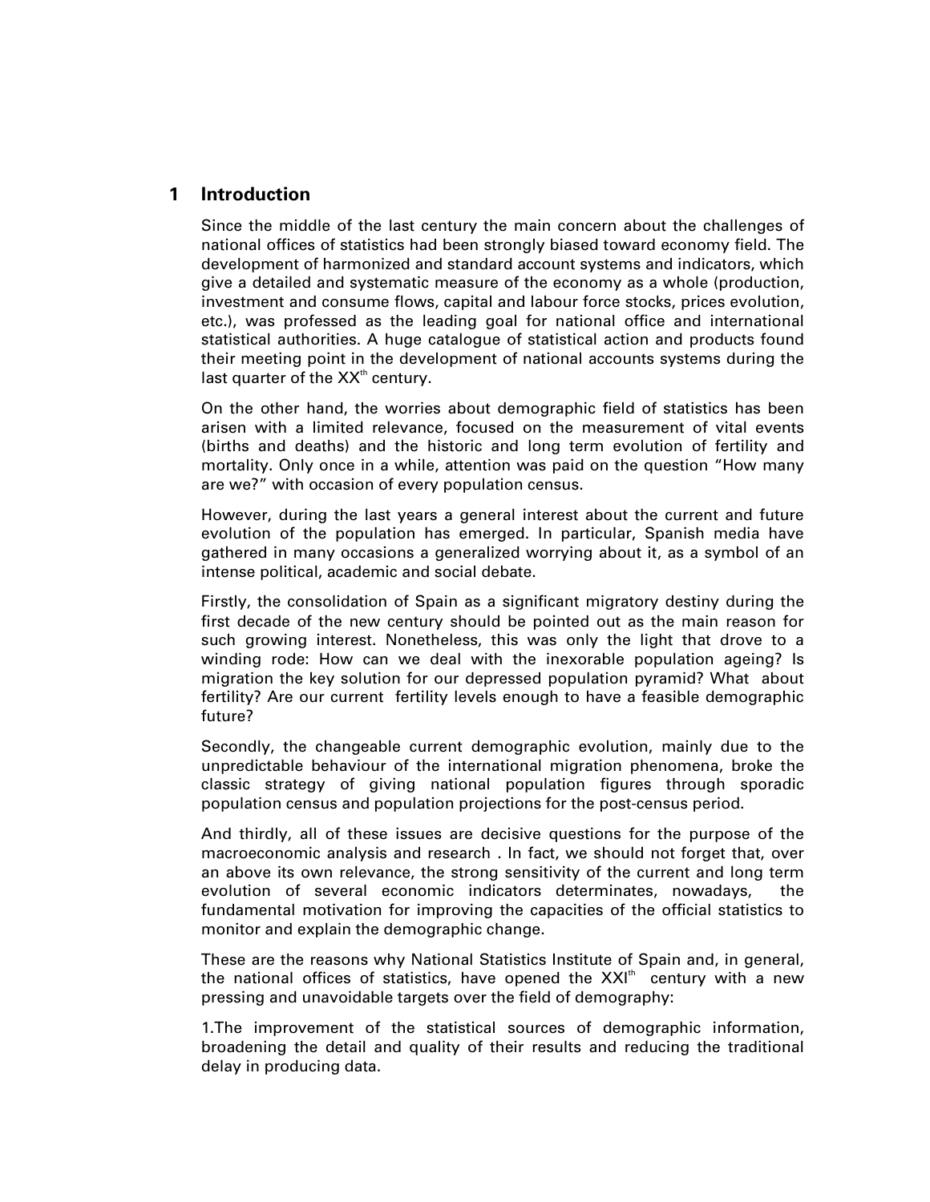## 1 Introduction

Since the middle of the last century the main concern about the challenges of national offices of statistics had been strongly biased toward economy field. The development of harmonized and standard account systems and indicators, which give a detailed and systematic measure of the economy as a whole (production, investment and consume flows, capital and labour force stocks, prices evolution, etc.), was professed as the leading goal for national office and international statistical authorities. A huge catalogue of statistical action and products found their meeting point in the development of national accounts systems during the last quarter of the XX$^{th}$ century.

On the other hand, the worries about demographic field of statistics has been arisen with a limited relevance, focused on the measurement of vital events (births and deaths) and the historic and long term evolution of fertility and mortality. Only once in a while, attention was paid on the question "How many are we?" with occasion of every population census.

However, during the last years a general interest about the current and future evolution of the population has emerged. In particular, Spanish media have gathered in many occasions a generalized worrying about it, as a symbol of an intense political, academic and social debate.

Firstly, the consolidation of Spain as a significant migratory destiny during the first decade of the new century should be pointed out as the main reason for such growing interest. Nonetheless, this was only the light that drove to a winding rode: How can we deal with the inexorable population ageing? Is migration the key solution for our depressed population pyramid? What about fertility? Are our current fertility levels enough to have a feasible demographic future?

Secondly, the changeable current demographic evolution, mainly due to the unpredictable behaviour of the international migration phenomena, broke the classic strategy of giving national population figures through sporadic population census and population projections for the post-census period.

And thirdly, all of these issues are decisive questions for the purpose of the macroeconomic analysis and research . In fact, we should not forget that, over an above its own relevance, the strong sensitivity of the current and long term evolution of several economic indicators determinates, nowadays, the fundamental motivation for improving the capacities of the official statistics to monitor and explain the demographic change.

These are the reasons why National Statistics Institute of Spain and, in general, the national offices of statistics, have opened the XXI$^{th}$ century with a new pressing and unavoidable targets over the field of demography:

1.The improvement of the statistical sources of demographic information, broadening the detail and quality of their results and reducing the traditional delay in producing data.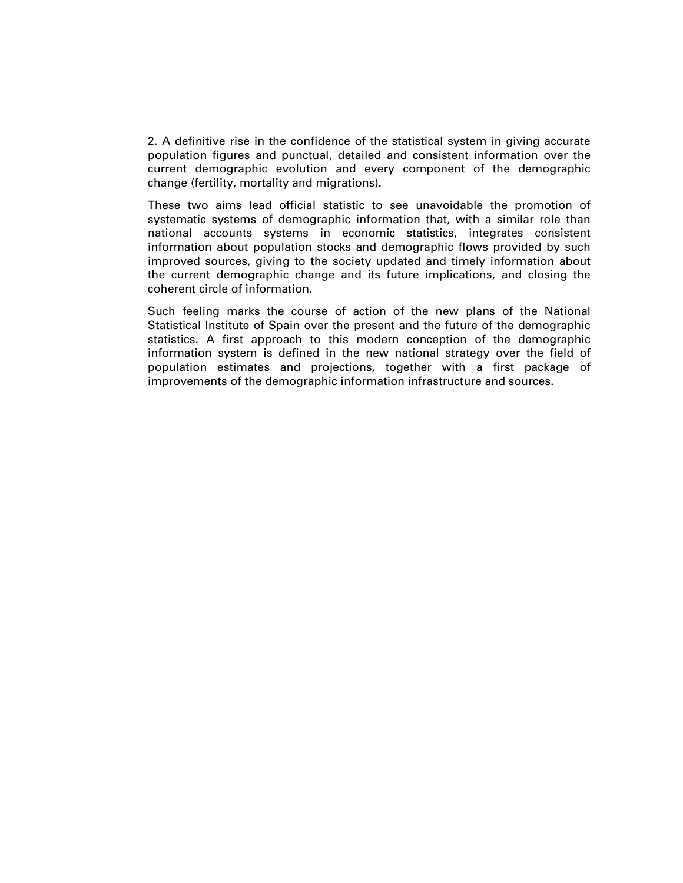2. A definitive rise in the confidence of the statistical system in giving accurate population figures and punctual, detailed and consistent information over the current demographic evolution and every component of the demographic change (fertility, mortality and migrations).

These two aims lead official statistic to see unavoidable the promotion of systematic systems of demographic information that, with a similar role than national accounts systems in economic statistics, integrates consistent information about population stocks and demographic flows provided by such improved sources, giving to the society updated and timely information about the current demographic change and its future implications, and closing the coherent circle of information.

Such feeling marks the course of action of the new plans of the National Statistical Institute of Spain over the present and the future of the demographic statistics. A first approach to this modern conception of the demographic information system is defined in the new national strategy over the field of population estimates and projections, together with a first package of improvements of the demographic information infrastructure and sources.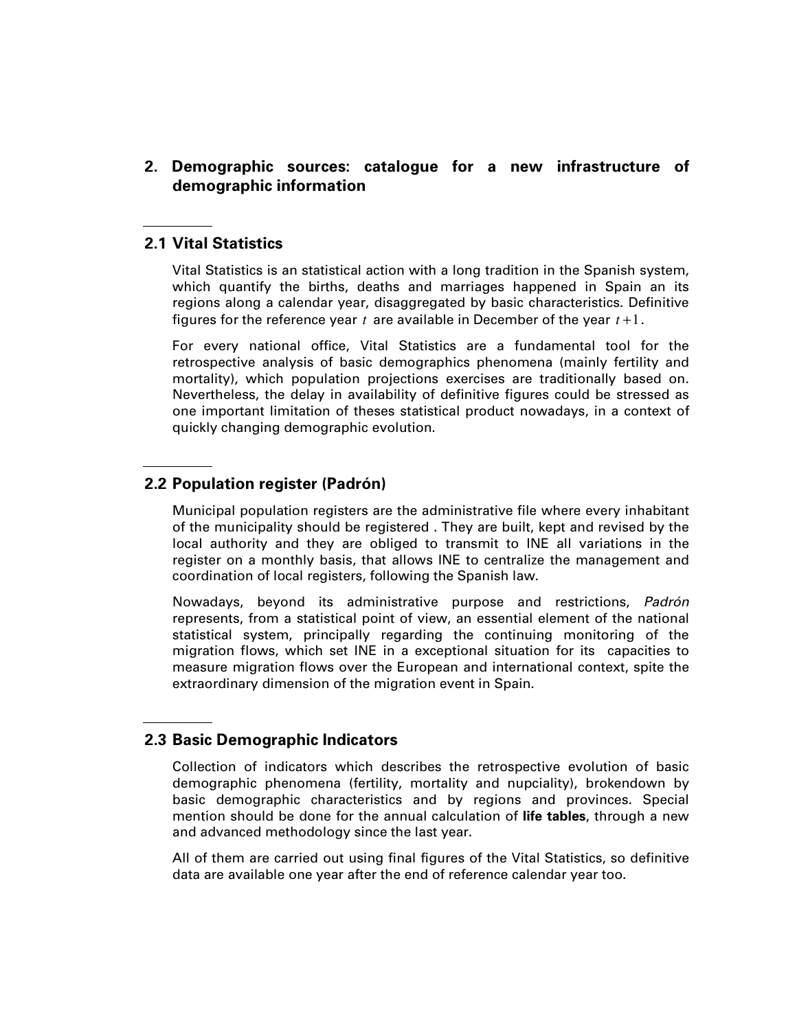## 2. Demographic sources: catalogue for a new infrastructure of demographic information

### 2.1 Vital Statistics

Vital Statistics is an statistical action with a long tradition in the Spanish system, which quantify the births, deaths and marriages happened in Spain an its regions along a calendar year, disaggregated by basic characteristics. Definitive figures for the reference year $t$ are available in December of the year $t+1$.

For every national office, Vital Statistics are a fundamental tool for the retrospective analysis of basic demographics phenomena (mainly fertility and mortality), which population projections exercises are traditionally based on. Nevertheless, the delay in availability of definitive figures could be stressed as one important limitation of theses statistical product nowadays, in a context of quickly changing demographic evolution.

### 2.2 Population register (Padrón)

Municipal population registers are the administrative file where every inhabitant of the municipality should be registered . They are built, kept and revised by the local authority and they are obliged to transmit to INE all variations in the register on a monthly basis, that allows INE to centralize the management and coordination of local registers, following the Spanish law.

Nowadays, beyond its administrative purpose and restrictions, *Padrón* represents, from a statistical point of view, an essential element of the national statistical system, principally regarding the continuing monitoring of the migration flows, which set INE in a exceptional situation for its capacities to measure migration flows over the European and international context, spite the extraordinary dimension of the migration event in Spain.

### 2.3 Basic Demographic Indicators

Collection of indicators which describes the retrospective evolution of basic demographic phenomena (fertility, mortality and nupciality), brokendown by basic demographic characteristics and by regions and provinces. Special mention should be done for the annual calculation of **life tables**, through a new and advanced methodology since the last year.

All of them are carried out using final figures of the Vital Statistics, so definitive data are available one year after the end of reference calendar year too.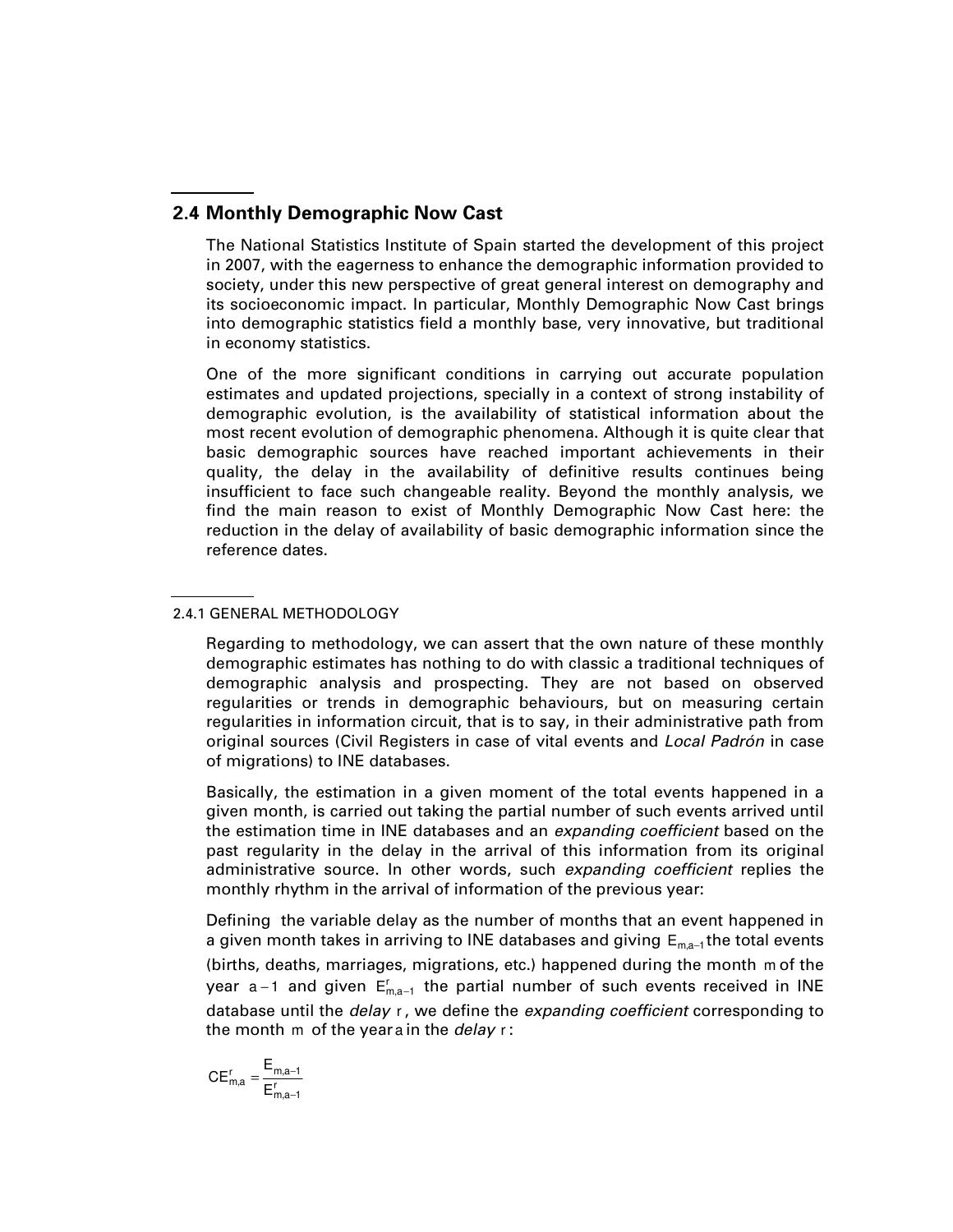## 2.4 Monthly Demographic Now Cast

The National Statistics Institute of Spain started the development of this project in 2007, with the eagerness to enhance the demographic information provided to society, under this new perspective of great general interest on demography and its socioeconomic impact. In particular, Monthly Demographic Now Cast brings into demographic statistics field a monthly base, very innovative, but traditional in economy statistics.

One of the more significant conditions in carrying out accurate population estimates and updated projections, specially in a context of strong instability of demographic evolution, is the availability of statistical information about the most recent evolution of demographic phenomena. Although it is quite clear that basic demographic sources have reached important achievements in their quality, the delay in the availability of definitive results continues being insufficient to face such changeable reality. Beyond the monthly analysis, we find the main reason to exist of Monthly Demographic Now Cast here: the reduction in the delay of availability of basic demographic information since the reference dates.

### 2.4.1 GENERAL METHODOLOGY

Regarding to methodology, we can assert that the own nature of these monthly demographic estimates has nothing to do with classic a traditional techniques of demographic analysis and prospecting. They are not based on observed regularities or trends in demographic behaviours, but on measuring certain regularities in information circuit, that is to say, in their administrative path from original sources (Civil Registers in case of vital events and *Local Padrón* in case of migrations) to INE databases.

Basically, the estimation in a given moment of the total events happened in a given month, is carried out taking the partial number of such events arrived until the estimation time in INE databases and an *expanding coefficient* based on the past regularity in the delay in the arrival of this information from its original administrative source. In other words, such *expanding coefficient* replies the monthly rhythm in the arrival of information of the previous year:

Defining the variable delay as the number of months that an event happened in a given month takes in arriving to INE databases and giving $E_{m,a-1}$ the total events (births, deaths, marriages, migrations, etc.) happened during the month $m$ of the year $a-1$ and given $E^{r}_{m,a-1}$ the partial number of such events received in INE database until the *delay* $r$, we define the *expanding coefficient* corresponding to the month $m$ of the year $a$ in the *delay* $r$:

$$CE^{r}_{m,a} = \frac{E_{m,a-1}}{E^{r}_{m,a-1}}$$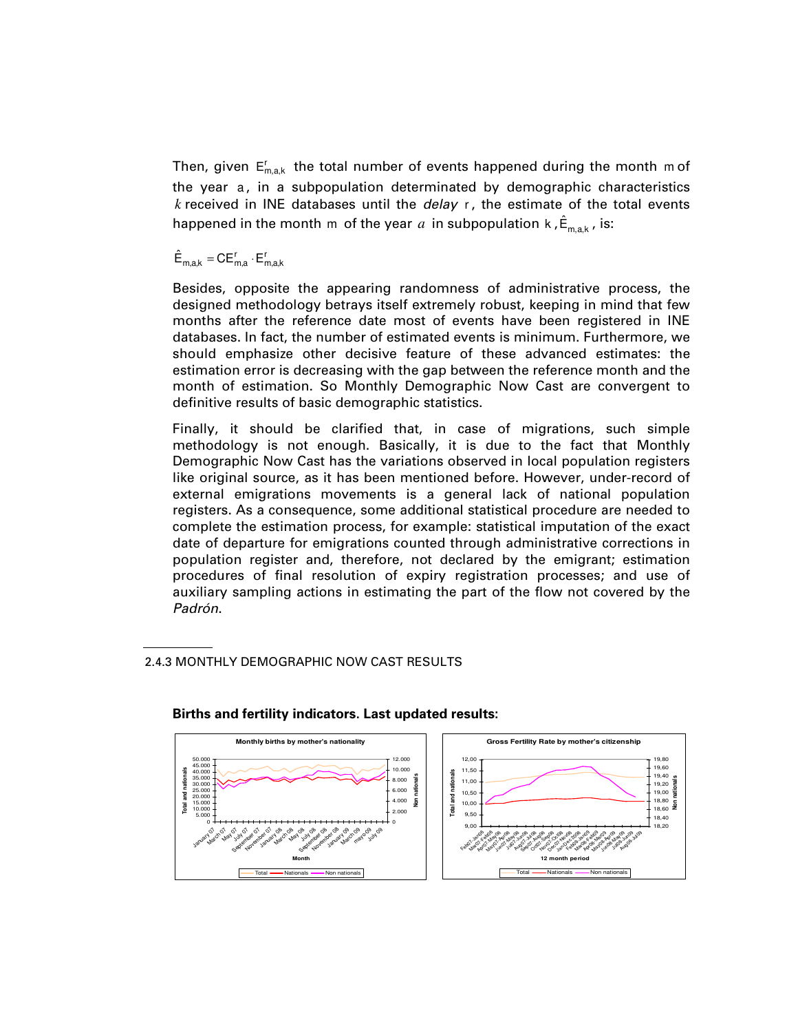Then, given $E^{r}_{m,a,k}$ the total number of events happened during the month m of the year a, in a subpopulation determinated by demographic characteristics $k$ received in INE databases until the *delay* r, the estimate of the total events happened in the month m of the year $a$ in subpopulation k, $\hat{E}_{m,a,k}$, is:

$$\hat{E}_{m,a,k} = CE^{r}_{m,a} \cdot E^{r}_{m,a,k}$$

Besides, opposite the appearing randomness of administrative process, the designed methodology betrays itself extremely robust, keeping in mind that few months after the reference date most of events have been registered in INE databases. In fact, the number of estimated events is minimum. Furthermore, we should emphasize other decisive feature of these advanced estimates: the estimation error is decreasing with the gap between the reference month and the month of estimation. So Monthly Demographic Now Cast are convergent to definitive results of basic demographic statistics.

Finally, it should be clarified that, in case of migrations, such simple methodology is not enough. Basically, it is due to the fact that Monthly Demographic Now Cast has the variations observed in local population registers like original source, as it has been mentioned before. However, under-record of external emigrations movements is a general lack of national population registers. As a consequence, some additional statistical procedure are needed to complete the estimation process, for example: statistical imputation of the exact date of departure for emigrations counted through administrative corrections in population register and, therefore, not declared by the emigrant; estimation procedures of final resolution of expiry registration processes; and use of auxiliary sampling actions in estimating the part of the flow not covered by the *Padrón*.

### 2.4.3 MONTHLY DEMOGRAPHIC NOW CAST RESULTS

**Births and fertility indicators. Last updated results:**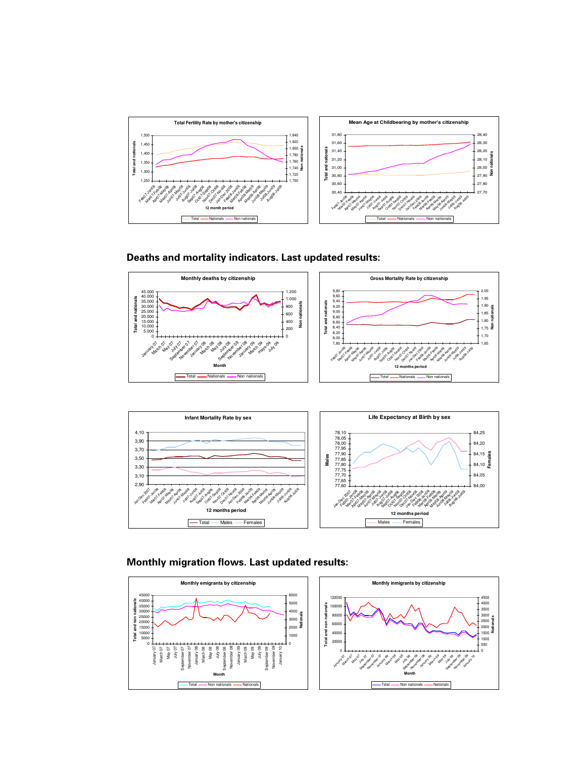## Deaths and mortality indicators. Last updated results:

## Monthly migration flows. Last updated results: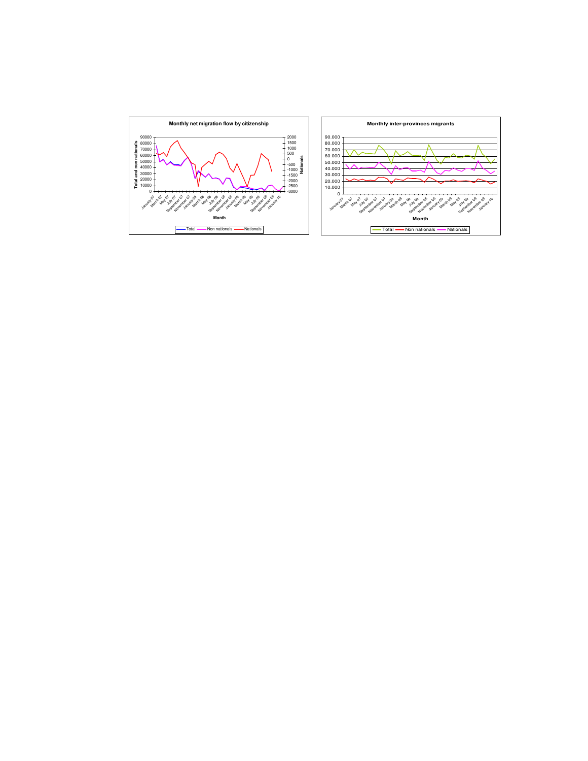**Monthly net migration flow by citizenship**

Total and non nationals: 90000, 80000, 70000, 60000, 50000, 40000, 30000, 20000, 10000, 0

Nationals: 2000, 1500, 1000, 500, 0, -500, -1000, -1500, -2000, -2500, -3000

Month: January 07, March 07, May 07, July 07, September 07, November 07, January 08, March 08, May 08, July 08, September 08, November 08, January 09, March 09, May 09, July 09, September 09, November 09, January 10

Total — Non nationals — Nationals

**Monthly inter-provinces migrants**

90.000, 80.000, 70.000, 60.000, 50.000, 40.000, 30.000, 20.000, 10.000, 0

Month: January 07, March 07, May 07, July 07, September 07, November 07, January 08, March 08, May 08, July 08, September 08, November 08, January 09, March 09, May 09, July 09, September 09, November 09, January 10

Total — Non nationals — Nationals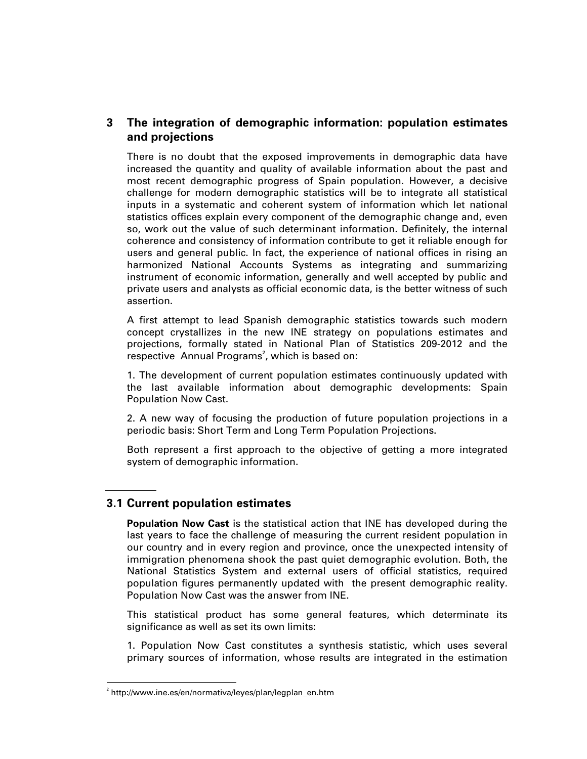## 3 The integration of demographic information: population estimates and projections

There is no doubt that the exposed improvements in demographic data have increased the quantity and quality of available information about the past and most recent demographic progress of Spain population. However, a decisive challenge for modern demographic statistics will be to integrate all statistical inputs in a systematic and coherent system of information which let national statistics offices explain every component of the demographic change and, even so, work out the value of such determinant information. Definitely, the internal coherence and consistency of information contribute to get it reliable enough for users and general public. In fact, the experience of national offices in rising an harmonized National Accounts Systems as integrating and summarizing instrument of economic information, generally and well accepted by public and private users and analysts as official economic data, is the better witness of such assertion.

A first attempt to lead Spanish demographic statistics towards such modern concept crystallizes in the new INE strategy on populations estimates and projections, formally stated in National Plan of Statistics 209-2012 and the respective Annual Programs[2], which is based on:

1. The development of current population estimates continuously updated with the last available information about demographic developments: Spain Population Now Cast.

2. A new way of focusing the production of future population projections in a periodic basis: Short Term and Long Term Population Projections.

Both represent a first approach to the objective of getting a more integrated system of demographic information.

### 3.1 Current population estimates

**Population Now Cast** is the statistical action that INE has developed during the last years to face the challenge of measuring the current resident population in our country and in every region and province, once the unexpected intensity of immigration phenomena shook the past quiet demographic evolution. Both, the National Statistics System and external users of official statistics, required population figures permanently updated with the present demographic reality. Population Now Cast was the answer from INE.

This statistical product has some general features, which determinate its significance as well as set its own limits:

1. Population Now Cast constitutes a synthesis statistic, which uses several primary sources of information, whose results are integrated in the estimation

[2] http://www.ine.es/en/normativa/leyes/plan/legplan_en.htm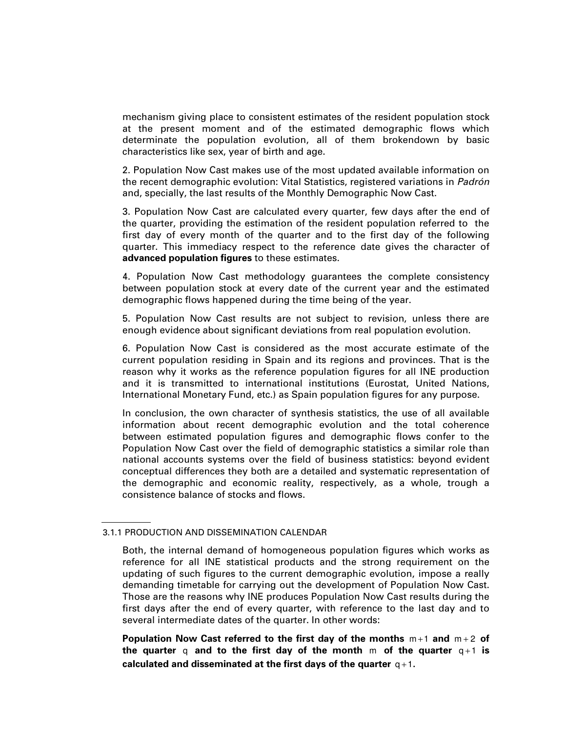mechanism giving place to consistent estimates of the resident population stock at the present moment and of the estimated demographic flows which determinate the population evolution, all of them brokendown by basic characteristics like sex, year of birth and age.

2. Population Now Cast makes use of the most updated available information on the recent demographic evolution: Vital Statistics, registered variations in *Padrón* and, specially, the last results of the Monthly Demographic Now Cast.

3. Population Now Cast are calculated every quarter, few days after the end of the quarter, providing the estimation of the resident population referred to the first day of every month of the quarter and to the first day of the following quarter. This immediacy respect to the reference date gives the character of **advanced population figures** to these estimates.

4. Population Now Cast methodology guarantees the complete consistency between population stock at every date of the current year and the estimated demographic flows happened during the time being of the year.

5. Population Now Cast results are not subject to revision, unless there are enough evidence about significant deviations from real population evolution.

6. Population Now Cast is considered as the most accurate estimate of the current population residing in Spain and its regions and provinces. That is the reason why it works as the reference population figures for all INE production and it is transmitted to international institutions (Eurostat, United Nations, International Monetary Fund, etc.) as Spain population figures for any purpose.

In conclusion, the own character of synthesis statistics, the use of all available information about recent demographic evolution and the total coherence between estimated population figures and demographic flows confer to the Population Now Cast over the field of demographic statistics a similar role than national accounts systems over the field of business statistics: beyond evident conceptual differences they both are a detailed and systematic representation of the demographic and economic reality, respectively, as a whole, trough a consistence balance of stocks and flows.

### 3.1.1 PRODUCTION AND DISSEMINATION CALENDAR

Both, the internal demand of homogeneous population figures which works as reference for all INE statistical products and the strong requirement on the updating of such figures to the current demographic evolution, impose a really demanding timetable for carrying out the development of Population Now Cast. Those are the reasons why INE produces Population Now Cast results during the first days after the end of every quarter, with reference to the last day and to several intermediate dates of the quarter. In other words:

**Population Now Cast referred to the first day of the months $m+1$ and $m+2$ of the quarter $q$ and to the first day of the month $m$ of the quarter $q+1$ is calculated and disseminated at the first days of the quarter $q+1$.**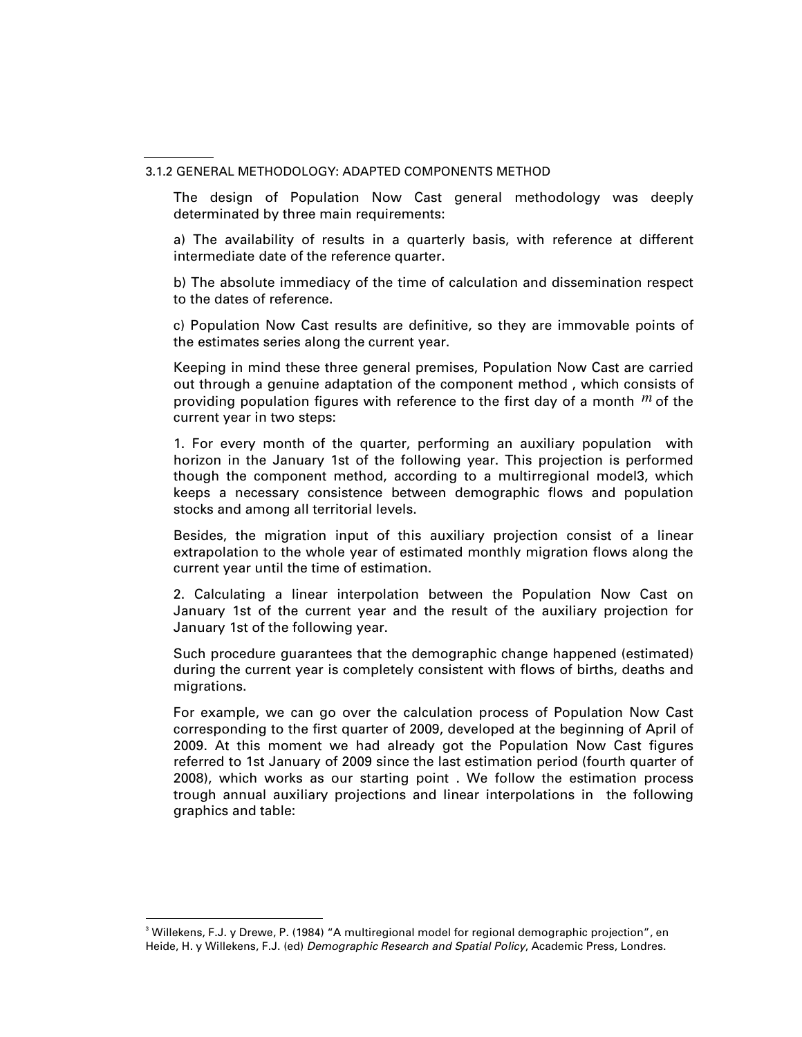### 3.1.2 GENERAL METHODOLOGY: ADAPTED COMPONENTS METHOD

The design of Population Now Cast general methodology was deeply determinated by three main requirements:

a) The availability of results in a quarterly basis, with reference at different intermediate date of the reference quarter.

b) The absolute immediacy of the time of calculation and dissemination respect to the dates of reference.

c) Population Now Cast results are definitive, so they are immovable points of the estimates series along the current year.

Keeping in mind these three general premises, Population Now Cast are carried out through a genuine adaptation of the component method , which consists of providing population figures with reference to the first day of a month $m$ of the current year in two steps:

1. For every month of the quarter, performing an auxiliary population with horizon in the January 1st of the following year. This projection is performed though the component method, according to a multirregional model[3], which keeps a necessary consistence between demographic flows and population stocks and among all territorial levels.

Besides, the migration input of this auxiliary projection consist of a linear extrapolation to the whole year of estimated monthly migration flows along the current year until the time of estimation.

2. Calculating a linear interpolation between the Population Now Cast on January 1st of the current year and the result of the auxiliary projection for January 1st of the following year.

Such procedure guarantees that the demographic change happened (estimated) during the current year is completely consistent with flows of births, deaths and migrations.

For example, we can go over the calculation process of Population Now Cast corresponding to the first quarter of 2009, developed at the beginning of April of 2009. At this moment we had already got the Population Now Cast figures referred to 1st January of 2009 since the last estimation period (fourth quarter of 2008), which works as our starting point . We follow the estimation process trough annual auxiliary projections and linear interpolations in the following graphics and table:

---

[3] Willekens, F.J. y Drewe, P. (1984) "A multiregional model for regional demographic projection", en Heide, H. y Willekens, F.J. (ed) *Demographic Research and Spatial Policy*, Academic Press, Londres.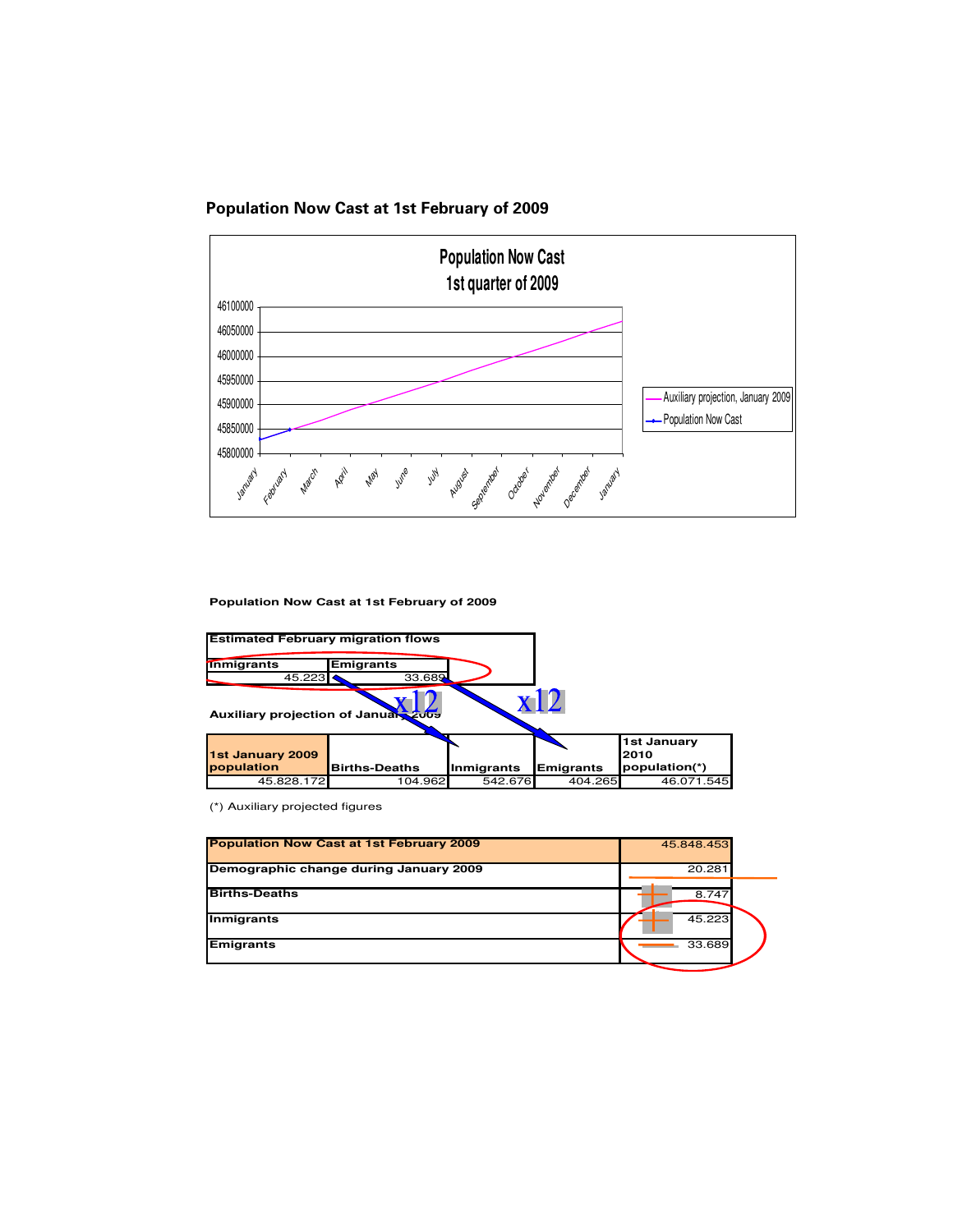## Population Now Cast at 1st February of 2009

**Population Now Cast at 1st February of 2009**

| Estimated February migration flows | |
|---|---|
| Inmigrants | Emigrants |
| 45.223 | 33.689 |

x12 x12

**Auxiliary projection of January 2009**

| 1st January 2009 population | Births-Deaths | Inmigrants | Emigrants | 1st January 2010 population(*) |
|---|---|---|---|---|
| 45.828.172 | 104.962 | 542.676 | 404.265 | 46.071.545 |

(*) Auxiliary projected figures

| Population Now Cast at 1st February 2009 | 45.848.453 |
|---|---|
| Demographic change during January 2009 | 20.281 |
| Births-Deaths | + 8.747 |
| Inmigrants | + 45.223 |
| Emigrants | − 33.689 |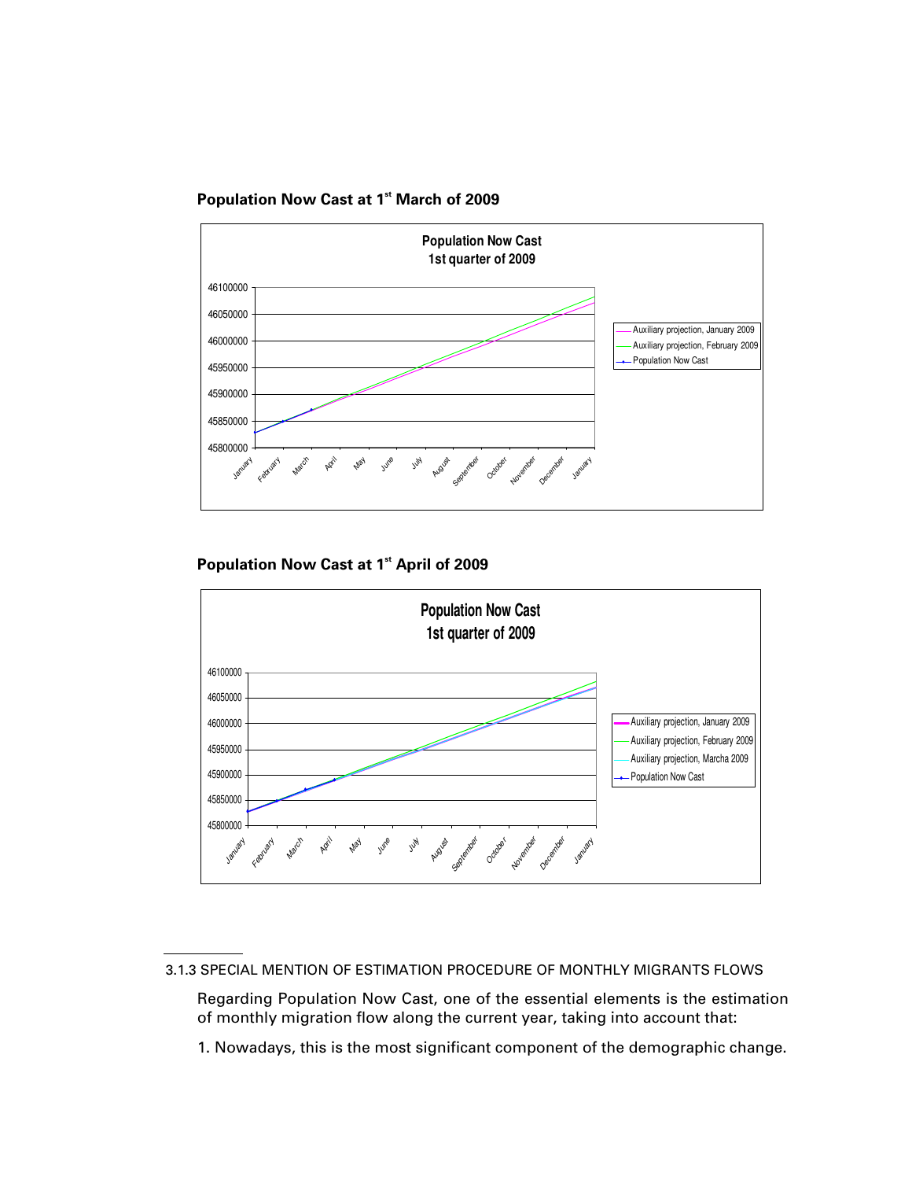**Population Now Cast at 1[st] March of 2009**

**Population Now Cast at 1[st] April of 2009**

3.1.3 SPECIAL MENTION OF ESTIMATION PROCEDURE OF MONTHLY MIGRANTS FLOWS

Regarding Population Now Cast, one of the essential elements is the estimation of monthly migration flow along the current year, taking into account that:

1. Nowadays, this is the most significant component of the demographic change.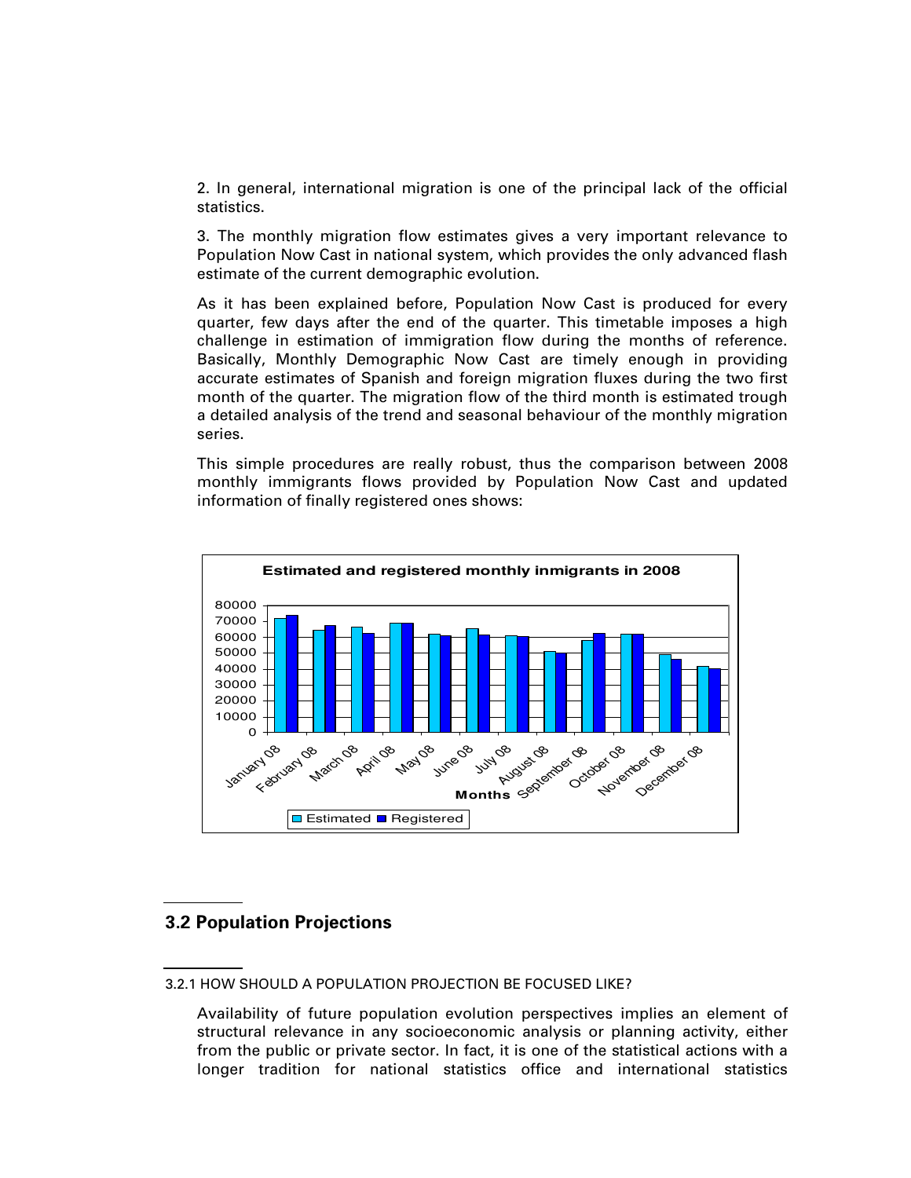2. In general, international migration is one of the principal lack of the official statistics.

3. The monthly migration flow estimates gives a very important relevance to Population Now Cast in national system, which provides the only advanced flash estimate of the current demographic evolution.

As it has been explained before, Population Now Cast is produced for every quarter, few days after the end of the quarter. This timetable imposes a high challenge in estimation of immigration flow during the months of reference. Basically, Monthly Demographic Now Cast are timely enough in providing accurate estimates of Spanish and foreign migration fluxes during the two first month of the quarter. The migration flow of the third month is estimated trough a detailed analysis of the trend and seasonal behaviour of the monthly migration series.

This simple procedures are really robust, thus the comparison between 2008 monthly immigrants flows provided by Population Now Cast and updated information of finally registered ones shows:

**Estimated and registered monthly inmigrants in 2008**

| Months | Estimated | Registered |
|---|---|---|
| January 08 | | |
| February 08 | | |
| March 08 | | |
| April 08 | | |
| May 08 | | |
| June 08 | | |
| July 08 | | |
| August 08 | | |
| September 08 | | |
| October 08 | | |
| November 08 | | |
| December 08 | | |

## 3.2 Population Projections

### 3.2.1 HOW SHOULD A POPULATION PROJECTION BE FOCUSED LIKE?

Availability of future population evolution perspectives implies an element of structural relevance in any socioeconomic analysis or planning activity, either from the public or private sector. In fact, it is one of the statistical actions with a longer tradition for national statistics office and international statistics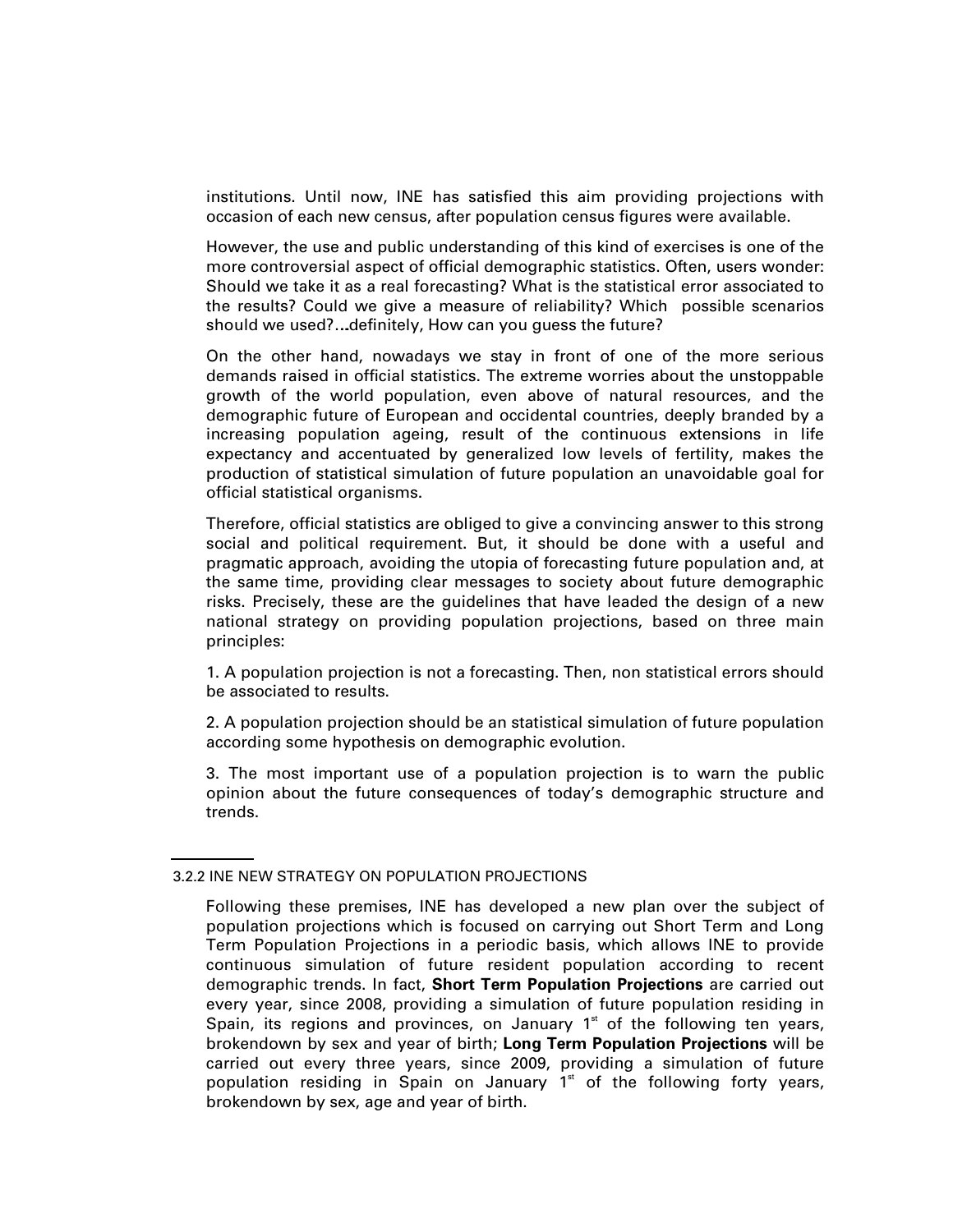institutions. Until now, INE has satisfied this aim providing projections with occasion of each new census, after population census figures were available.

However, the use and public understanding of this kind of exercises is one of the more controversial aspect of official demographic statistics. Often, users wonder: Should we take it as a real forecasting? What is the statistical error associated to the results? Could we give a measure of reliability? Which possible scenarios should we used?...definitely, How can you guess the future?

On the other hand, nowadays we stay in front of one of the more serious demands raised in official statistics. The extreme worries about the unstoppable growth of the world population, even above of natural resources, and the demographic future of European and occidental countries, deeply branded by a increasing population ageing, result of the continuous extensions in life expectancy and accentuated by generalized low levels of fertility, makes the production of statistical simulation of future population an unavoidable goal for official statistical organisms.

Therefore, official statistics are obliged to give a convincing answer to this strong social and political requirement. But, it should be done with a useful and pragmatic approach, avoiding the utopia of forecasting future population and, at the same time, providing clear messages to society about future demographic risks. Precisely, these are the guidelines that have leaded the design of a new national strategy on providing population projections, based on three main principles:

1. A population projection is not a forecasting. Then, non statistical errors should be associated to results.

2. A population projection should be an statistical simulation of future population according some hypothesis on demographic evolution.

3. The most important use of a population projection is to warn the public opinion about the future consequences of today's demographic structure and trends.

### 3.2.2 INE NEW STRATEGY ON POPULATION PROJECTIONS

Following these premises, INE has developed a new plan over the subject of population projections which is focused on carrying out Short Term and Long Term Population Projections in a periodic basis, which allows INE to provide continuous simulation of future resident population according to recent demographic trends. In fact, **Short Term Population Projections** are carried out every year, since 2008, providing a simulation of future population residing in Spain, its regions and provinces, on January 1st of the following ten years, brokendown by sex and year of birth; **Long Term Population Projections** will be carried out every three years, since 2009, providing a simulation of future population residing in Spain on January 1st of the following forty years, brokendown by sex, age and year of birth.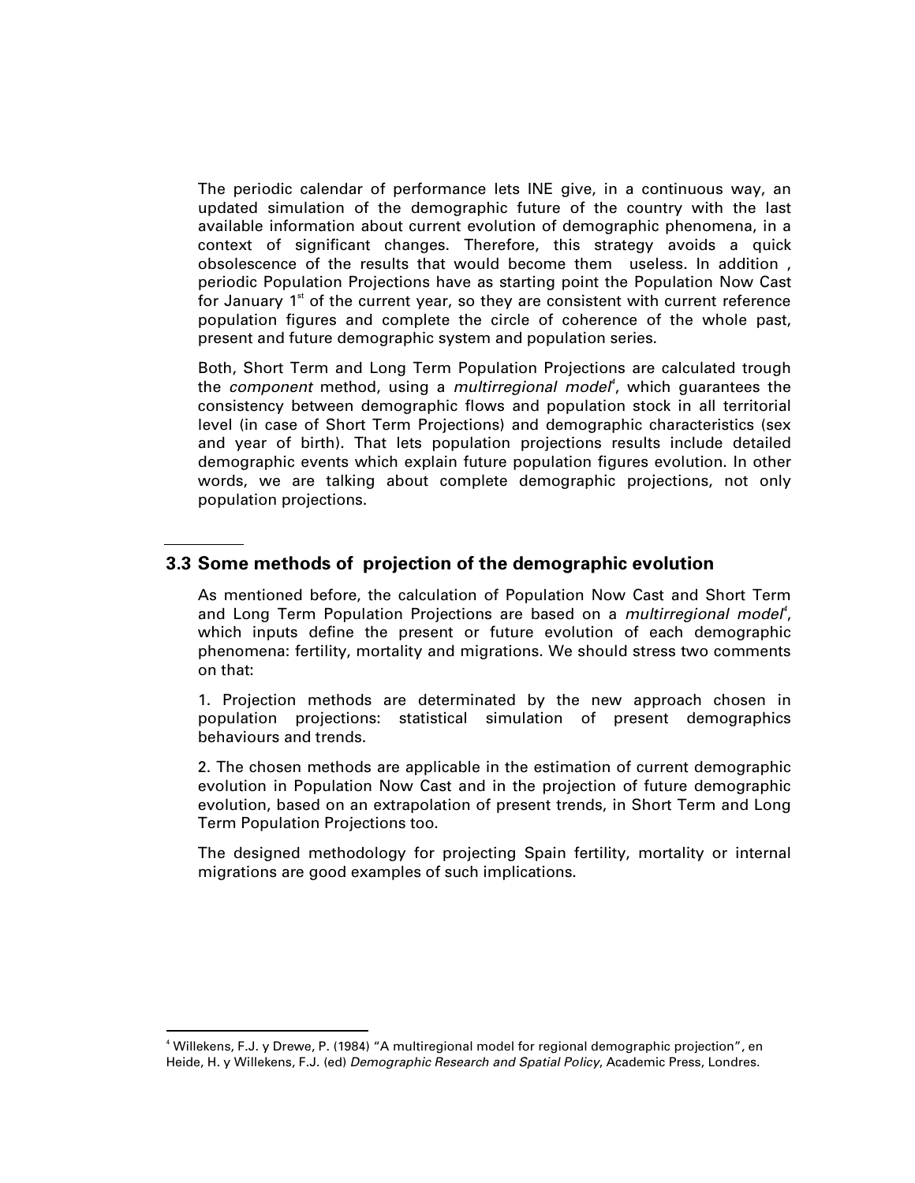The periodic calendar of performance lets INE give, in a continuous way, an updated simulation of the demographic future of the country with the last available information about current evolution of demographic phenomena, in a context of significant changes. Therefore, this strategy avoids a quick obsolescence of the results that would become them useless. In addition , periodic Population Projections have as starting point the Population Now Cast for January 1st of the current year, so they are consistent with current reference population figures and complete the circle of coherence of the whole past, present and future demographic system and population series.

Both, Short Term and Long Term Population Projections are calculated trough the *component* method, using a *multirregional model*[4], which guarantees the consistency between demographic flows and population stock in all territorial level (in case of Short Term Projections) and demographic characteristics (sex and year of birth). That lets population projections results include detailed demographic events which explain future population figures evolution. In other words, we are talking about complete demographic projections, not only population projections.

## 3.3 Some methods of projection of the demographic evolution

As mentioned before, the calculation of Population Now Cast and Short Term and Long Term Population Projections are based on a *multirregional model*[4], which inputs define the present or future evolution of each demographic phenomena: fertility, mortality and migrations. We should stress two comments on that:

1. Projection methods are determinated by the new approach chosen in population projections: statistical simulation of present demographics behaviours and trends.

2. The chosen methods are applicable in the estimation of current demographic evolution in Population Now Cast and in the projection of future demographic evolution, based on an extrapolation of present trends, in Short Term and Long Term Population Projections too.

The designed methodology for projecting Spain fertility, mortality or internal migrations are good examples of such implications.

---

[4] Willekens, F.J. y Drewe, P. (1984) "A multiregional model for regional demographic projection", en Heide, H. y Willekens, F.J. (ed) *Demographic Research and Spatial Policy*, Academic Press, Londres.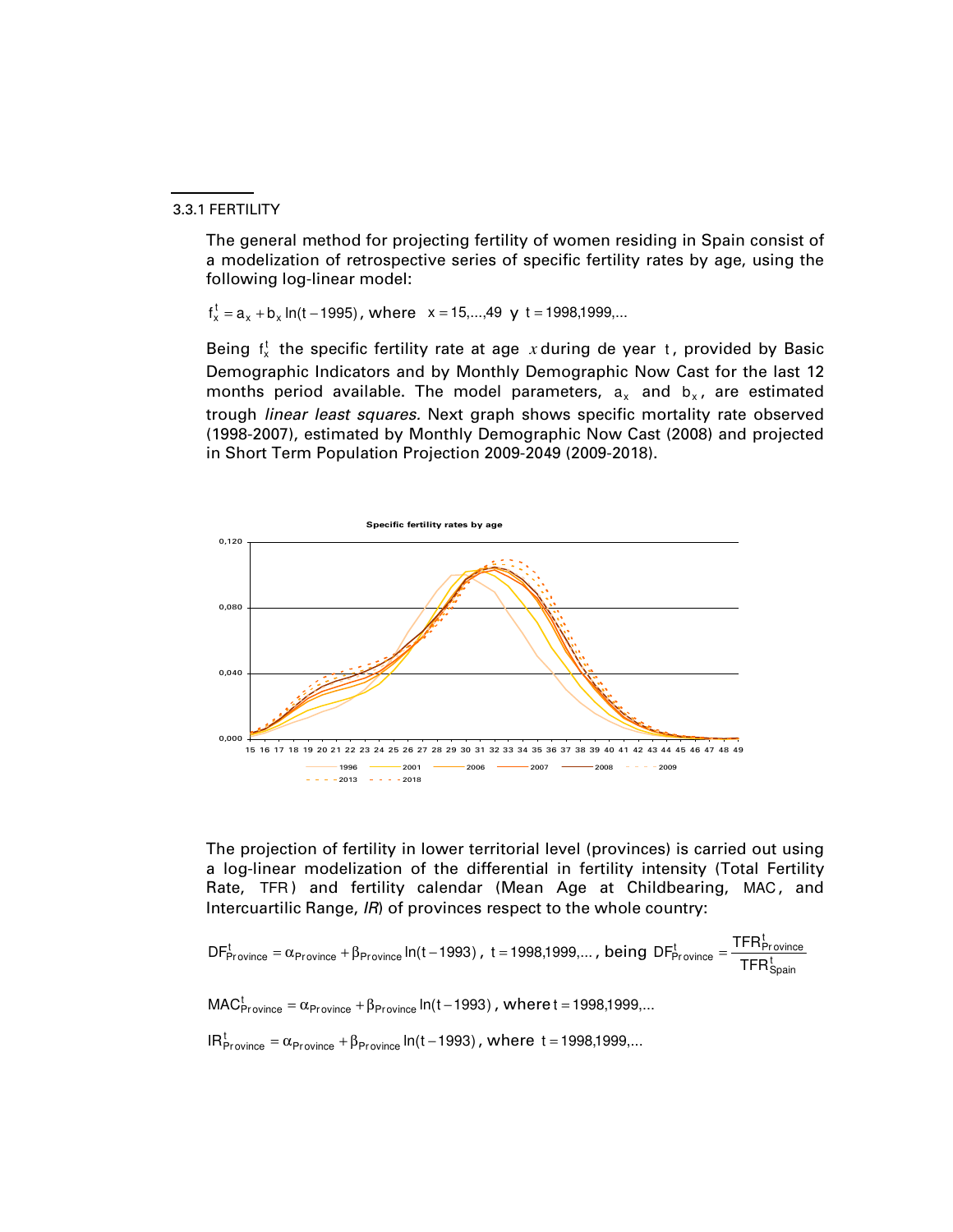3.3.1 FERTILITY

The general method for projecting fertility of women residing in Spain consist of a modelization of retrospective series of specific fertility rates by age, using the following log-linear model:

$$f_x^t = a_x + b_x \ln(t - 1995) \text{, where } x = 15,...,49 \text{ y } t = 1998,1999,...$$

Being $f_x^t$ the specific fertility rate at age $x$ during de year $t$, provided by Basic Demographic Indicators and by Monthly Demographic Now Cast for the last 12 months period available. The model parameters, $a_x$ and $b_x$, are estimated trough *linear least squares.* Next graph shows specific mortality rate observed (1998-2007), estimated by Monthly Demographic Now Cast (2008) and projected in Short Term Population Projection 2009-2049 (2009-2018).

The projection of fertility in lower territorial level (provinces) is carried out using a log-linear modelization of the differential in fertility intensity (Total Fertility Rate, $TFR$) and fertility calendar (Mean Age at Childbearing, $MAC$, and Intercuartilic Range, *IR*) of provinces respect to the whole country:

$$DF_{Province}^t = \alpha_{Province} + \beta_{Province} \ln(t - 1993) \text{, } t = 1998,1999,... \text{, being } DF_{Province}^t = \frac{TFR_{Province}^t}{TFR_{Spain}^t}$$

$$MAC_{Province}^t = \alpha_{Province} + \beta_{Province} \ln(t - 1993) \text{, where } t = 1998,1999,...$$

$$IR_{Province}^t = \alpha_{Province} + \beta_{Province} \ln(t - 1993) \text{, where } t = 1998,1999,...$$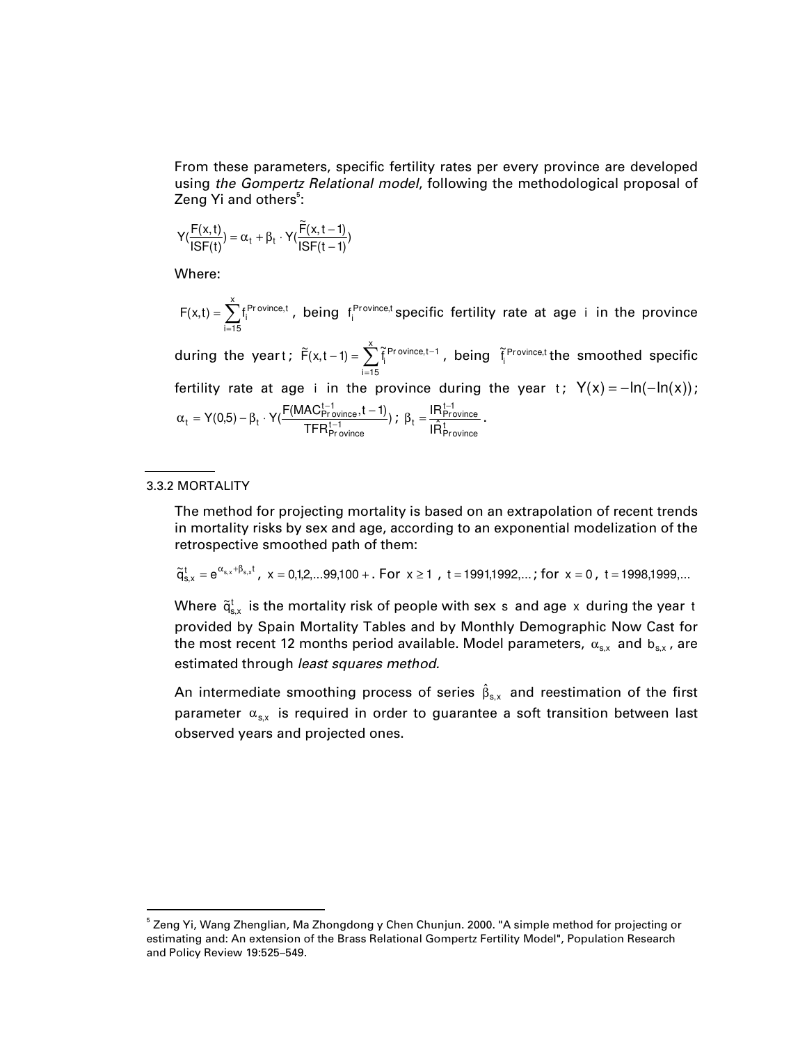From these parameters, specific fertility rates per every province are developed using *the Gompertz Relational model*, following the methodological proposal of Zeng Yi and others[5]:

$$Y\left(\frac{F(x,t)}{ISF(t)}\right) = \alpha_t + \beta_t \cdot Y\left(\frac{\tilde{F}(x,t-1)}{ISF(t-1)}\right)$$

Where:

$F(x,t) = \sum_{i=15}^{x} f_i^{Province,t}$, being $f_i^{Province,t}$ specific fertility rate at age $i$ in the province during the year $t$; $\tilde{F}(x,t-1) = \sum_{i=15}^{x} \tilde{f}_i^{Province,t-1}$, being $\tilde{f}_i^{Province,t}$ the smoothed specific fertility rate at age $i$ in the province during the year $t$; $Y(x) = -\ln(-\ln(x))$; $\alpha_t = Y(0{,}5) - \beta_t \cdot Y\left(\frac{F(MAC_{Province}^{t-1}, t-1)}{TFR_{Province}^{t-1}}\right)$; $\beta_t = \frac{IR_{Province}^{t-1}}{\hat{IR}_{Province}^{t}}$.

3.3.2 MORTALITY

The method for projecting mortality is based on an extrapolation of recent trends in mortality risks by sex and age, according to an exponential modelization of the retrospective smoothed path of them:

$\tilde{q}_{s,x}^{t} = e^{\alpha_{s,x} + \beta_{s,x} t}$, $x = 0,1,2,...99,100+$. For $x \geq 1$, $t = 1991,1992,...$; for $x = 0$, $t = 1998,1999,...$

Where $\tilde{q}_{s,x}^{t}$ is the mortality risk of people with sex $s$ and age $x$ during the year $t$ provided by Spain Mortality Tables and by Monthly Demographic Now Cast for the most recent 12 months period available. Model parameters, $\alpha_{s,x}$ and $b_{s,x}$, are estimated through *least squares method.*

An intermediate smoothing process of series $\hat{\beta}_{s,x}$ and reestimation of the first parameter $\alpha_{s,x}$ is required in order to guarantee a soft transition between last observed years and projected ones.

[5] Zeng Yi, Wang Zhenglian, Ma Zhongdong y Chen Chunjun. 2000. "A simple method for projecting or estimating and: An extension of the Brass Relational Gompertz Fertility Model", Population Research and Policy Review 19:525–549.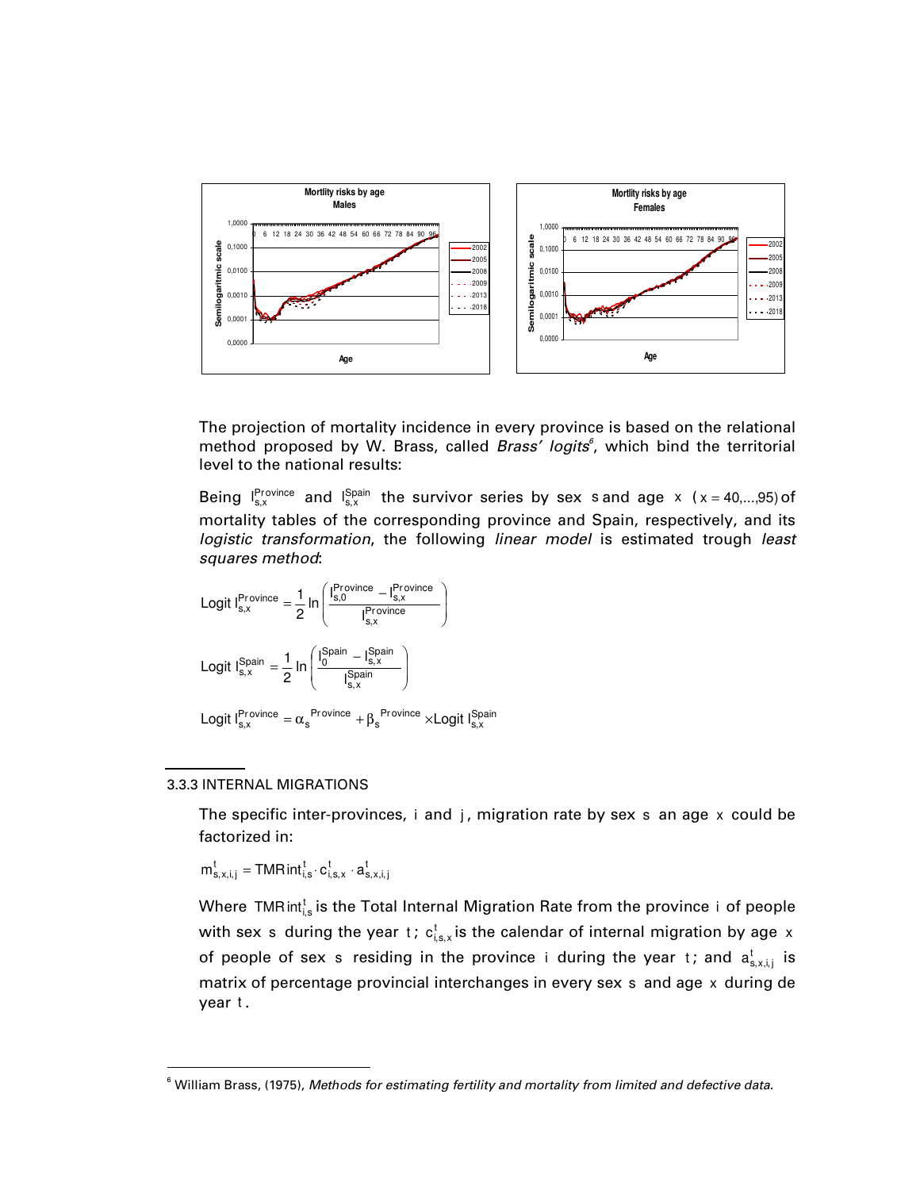The projection of mortality incidence in every province is based on the relational method proposed by W. Brass, called *Brass' logits*[6], which bind the territorial level to the national results:

Being $l_{s,x}^{Province}$ and $l_{s,x}^{Spain}$ the survivor series by sex $s$ and age $x$ ($x = 40,...,95$) of mortality tables of the corresponding province and Spain, respectively, and its *logistic transformation*, the following *linear model* is estimated trough *least squares method*:

$$\text{Logit } l_{s,x}^{Province} = \frac{1}{2}\ln\left(\frac{l_{s,0}^{Province} - l_{s,x}^{Province}}{l_{s,x}^{Province}}\right)$$

$$\text{Logit } l_{s,x}^{Spain} = \frac{1}{2}\ln\left(\frac{l_{0}^{Spain} - l_{s,x}^{Spain}}{l_{s,x}^{Spain}}\right)$$

$$\text{Logit } l_{s,x}^{Province} = \alpha_s^{Province} + \beta_s^{Province} \times \text{Logit } l_{s,x}^{Spain}$$

### 3.3.3 INTERNAL MIGRATIONS

The specific inter-provinces, $i$ and $j$, migration rate by sex $s$ an age $x$ could be factorized in:

$$m_{s,x,i,j}^{t} = \text{TMRint}_{i,s}^{t} \cdot c_{i,s,x}^{t} \cdot a_{s,x,i,j}^{t}$$

Where $\text{TMRint}_{i,s}^{t}$ is the Total Internal Migration Rate from the province $i$ of people with sex $s$ during the year $t$; $c_{i,s,x}^{t}$ is the calendar of internal migration by age $x$ of people of sex $s$ residing in the province $i$ during the year $t$; and $a_{s,x,i,j}^{t}$ is matrix of percentage provincial interchanges in every sex $s$ and age $x$ during de year $t$.

[6] William Brass, (1975), *Methods for estimating fertility and mortality from limited and defective data*.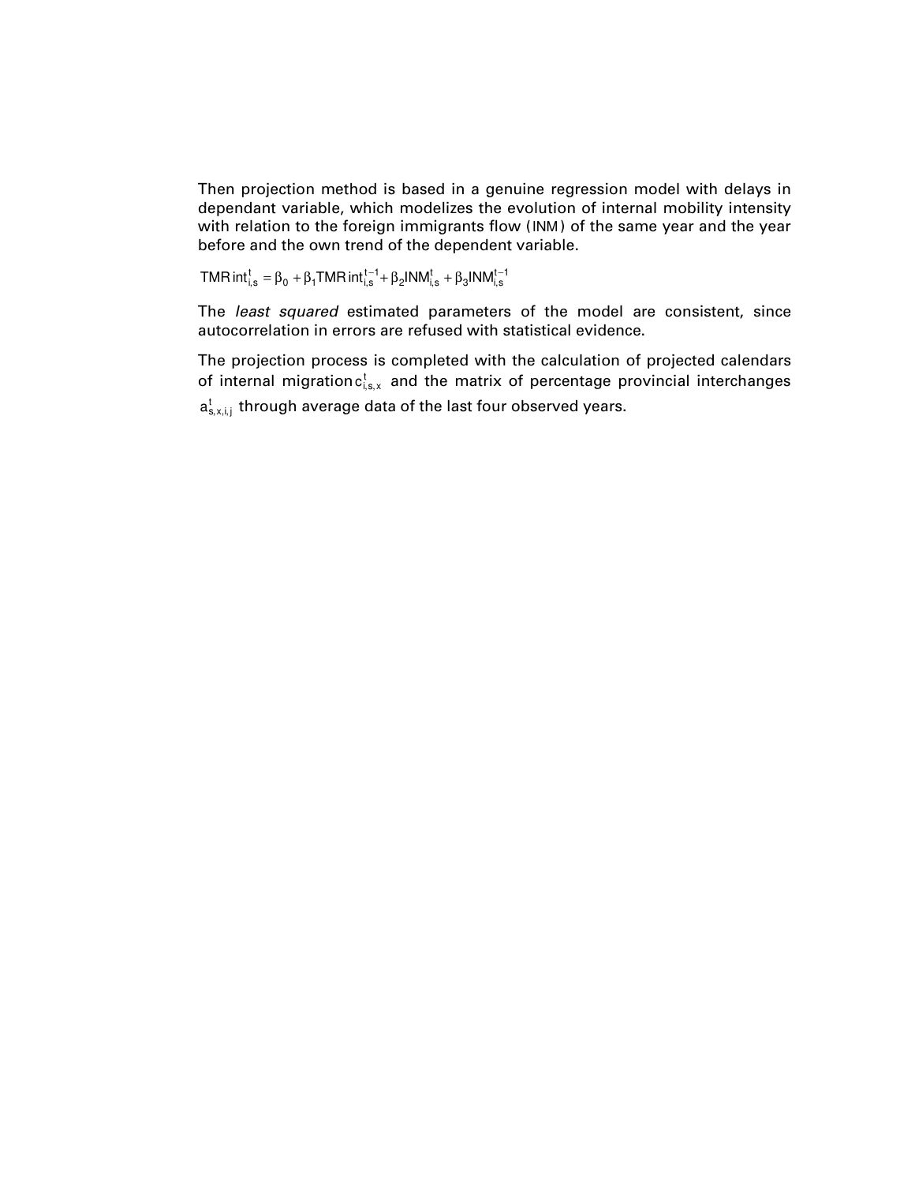Then projection method is based in a genuine regression model with delays in dependant variable, which modelizes the evolution of internal mobility intensity with relation to the foreign immigrants flow ($INM$) of the same year and the year before and the own trend of the dependent variable.

$$TMR\,int_{i,s}^{t} = \beta_0 + \beta_1 TMR\,int_{i,s}^{t-1} + \beta_2 INM_{i,s}^{t} + \beta_3 INM_{i,s}^{t-1}$$

The *least squared* estimated parameters of the model are consistent, since autocorrelation in errors are refused with statistical evidence.

The projection process is completed with the calculation of projected calendars of internal migration $c_{i,s,x}^{t}$ and the matrix of percentage provincial interchanges $a_{s,x,i,j}^{t}$ through average data of the last four observed years.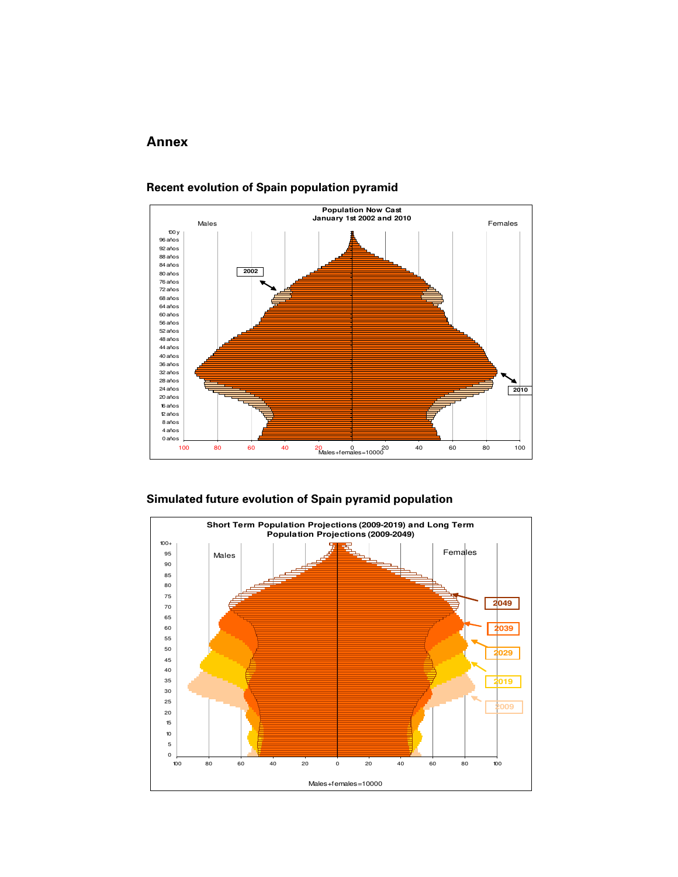## Annex

### Recent evolution of Spain population pyramid

### Simulated future evolution of Spain pyramid population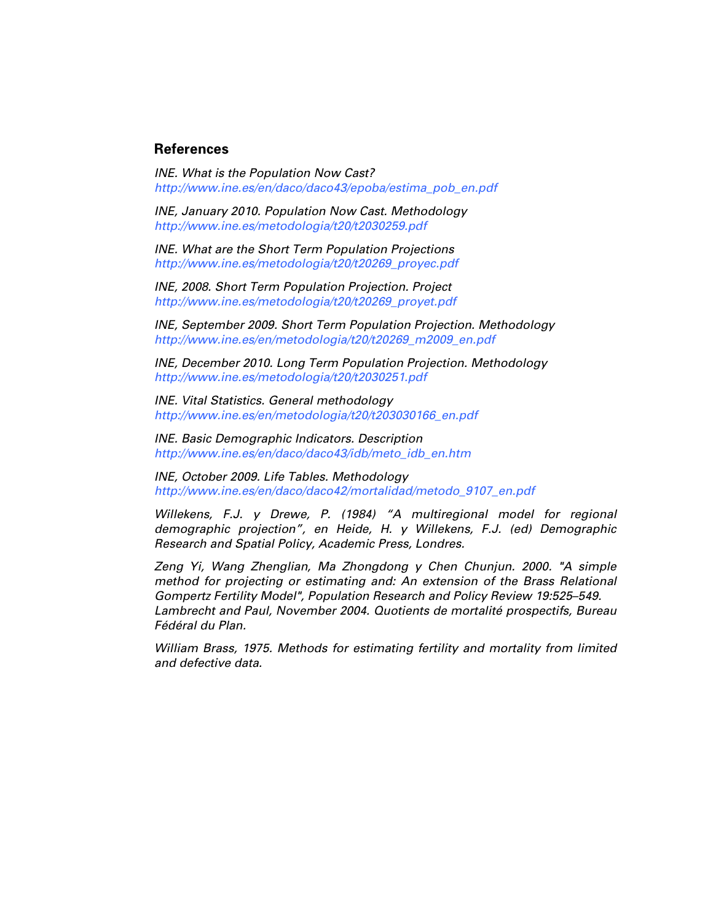## References

*INE. What is the Population Now Cast?*
*http://www.ine.es/en/daco/daco43/epoba/estima_pob_en.pdf*

*INE, January 2010. Population Now Cast. Methodology*
*http://www.ine.es/metodologia/t20/t2030259.pdf*

*INE. What are the Short Term Population Projections*
*http://www.ine.es/metodologia/t20/t20269_proyec.pdf*

*INE, 2008. Short Term Population Projection. Project*
*http://www.ine.es/metodologia/t20/t20269_proyet.pdf*

*INE, September 2009. Short Term Population Projection. Methodology*
*http://www.ine.es/en/metodologia/t20/t20269_m2009_en.pdf*

*INE, December 2010. Long Term Population Projection. Methodology*
*http://www.ine.es/metodologia/t20/t2030251.pdf*

*INE. Vital Statistics. General methodology*
*http://www.ine.es/en/metodologia/t20/t203030166_en.pdf*

*INE. Basic Demographic Indicators. Description*
*http://www.ine.es/en/daco/daco43/idb/meto_idb_en.htm*

*INE, October 2009. Life Tables. Methodology*
*http://www.ine.es/en/daco/daco42/mortalidad/metodo_9107_en.pdf*

*Willekens, F.J. y Drewe, P. (1984) "A multiregional model for regional demographic projection", en Heide, H. y Willekens, F.J. (ed) Demographic Research and Spatial Policy, Academic Press, Londres.*

*Zeng Yi, Wang Zhenglian, Ma Zhongdong y Chen Chunjun. 2000. "A simple method for projecting or estimating and: An extension of the Brass Relational Gompertz Fertility Model", Population Research and Policy Review 19:525–549.*
*Lambrecht and Paul, November 2004. Quotients de mortalité prospectifs, Bureau Fédéral du Plan.*

*William Brass, 1975. Methods for estimating fertility and mortality from limited and defective data.*